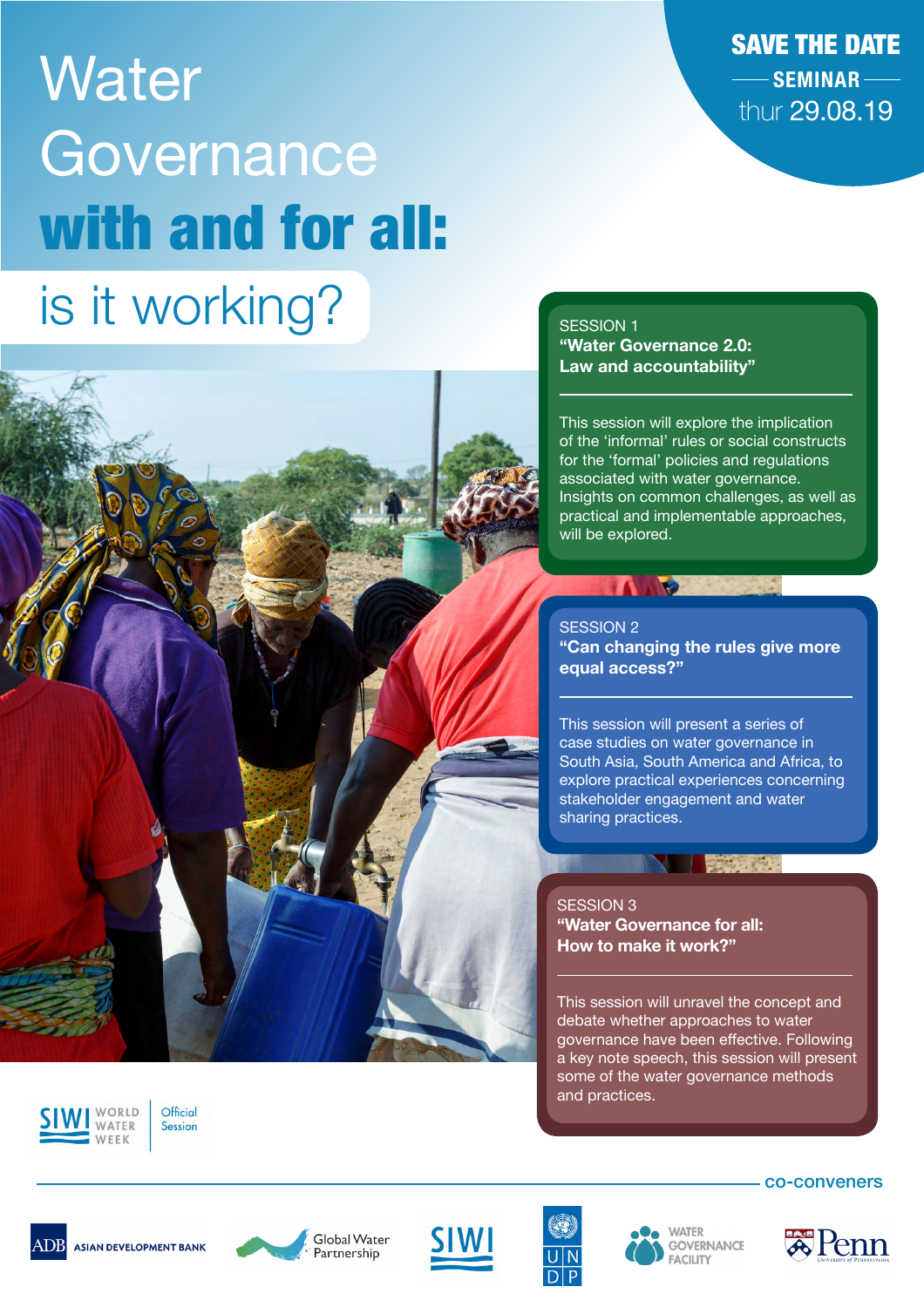# Water Governance with and for all: is it working?

**SAVE THE DATE**

**SEMINAR**

thur 29.08.19

### SESSION 1
**"Water Governance 2.0: Law and accountability"**

This session will explore the implication of the 'informal' rules or social constructs for the 'formal' policies and regulations associated with water governance. Insights on common challenges, as well as practical and implementable approaches, will be explored.

### SESSION 2
**"Can changing the rules give more equal access?"**

This session will present a series of case studies on water governance in South Asia, South America and Africa, to explore practical experiences concerning stakeholder engagement and water sharing practices.

### SESSION 3
**"Water Governance for all: How to make it work?"**

This session will unravel the concept and debate whether approaches to water governance have been effective. Following a key note speech, this session will present some of the water governance methods and practices.

SIWI World Water Week | Official Session

co-conveners

ADB Asian Development Bank | Global Water Partnership | SIWI | UNDP | Water Governance Facility | Penn University of Pennsylvania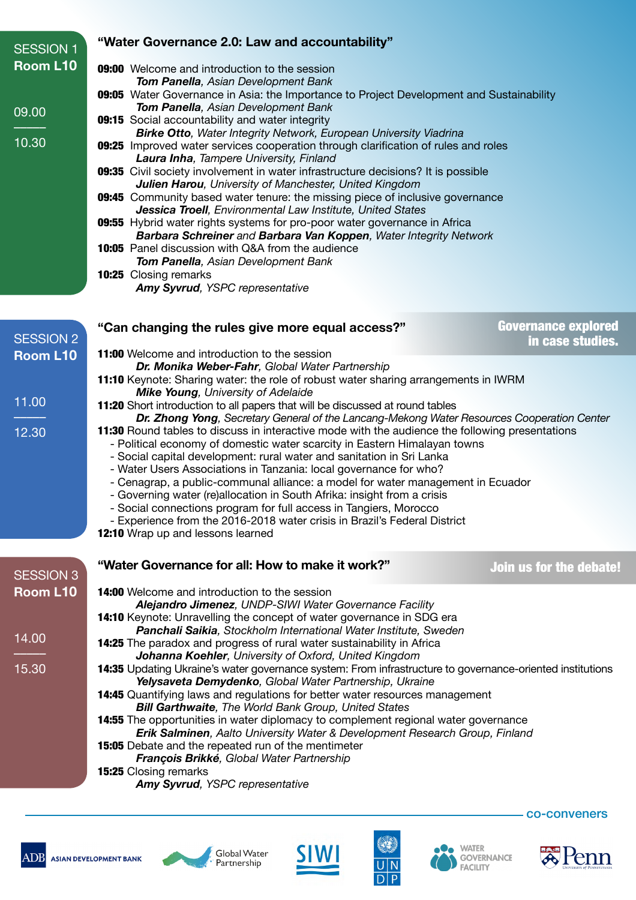## SESSION 1 Room L10

09.00 — 10.30

### "Water Governance 2.0: Law and accountability"

**09:00** Welcome and introduction to the session
***Tom Panella**, Asian Development Bank*

**09:05** Water Governance in Asia: the Importance to Project Development and Sustainability
***Tom Panella**, Asian Development Bank*

**09:15** Social accountability and water integrity
***Birke Otto**, Water Integrity Network, European University Viadrina*

**09:25** Improved water services cooperation through clarification of rules and roles
***Laura Inha**, Tampere University, Finland*

**09:35** Civil society involvement in water infrastructure decisions? It is possible
***Julien Harou**, University of Manchester, United Kingdom*

**09:45** Community based water tenure: the missing piece of inclusive governance
***Jessica Troell**, Environmental Law Institute, United States*

**09:55** Hybrid water rights systems for pro-poor water governance in Africa
***Barbara Schreiner** and **Barbara Van Koppen**, Water Integrity Network*

**10:05** Panel discussion with Q&A from the audience
***Tom Panella**, Asian Development Bank*

**10:25** Closing remarks
***Amy Syvrud**, YSPC representative*

## SESSION 2 Room L10

11.00 — 12.30

### "Can changing the rules give more equal access?"

**Governance explored in case studies.**

**11:00** Welcome and introduction to the session
***Dr. Monika Weber-Fahr**, Global Water Partnership*

**11:10** Keynote: Sharing water: the role of robust water sharing arrangements in IWRM
***Mike Young**, University of Adelaide*

**11:20** Short introduction to all papers that will be discussed at round tables
***Dr. Zhong Yong**, Secretary General of the Lancang-Mekong Water Resources Cooperation Center*

**11:30** Round tables to discuss in interactive mode with the audience the following presentations
- Political economy of domestic water scarcity in Eastern Himalayan towns
- Social capital development: rural water and sanitation in Sri Lanka
- Water Users Associations in Tanzania: local governance for who?
- Cenagrap, a public-communal alliance: a model for water management in Ecuador
- Governing water (re)allocation in South Afrika: insight from a crisis
- Social connections program for full access in Tangiers, Morocco
- Experience from the 2016-2018 water crisis in Brazil's Federal District

**12:10** Wrap up and lessons learned

## SESSION 3 Room L10

14.00 — 15.30

### "Water Governance for all: How to make it work?"

**Join us for the debate!**

**14:00** Welcome and introduction to the session
***Alejandro Jimenez**, UNDP-SIWI Water Governance Facility*

**14:10** Keynote: Unravelling the concept of water governance in SDG era
***Panchali Saikia**, Stockholm International Water Institute, Sweden*

**14:25** The paradox and progress of rural water sustainability in Africa
***Johanna Koehler**, University of Oxford, United Kingdom*

**14:35** Updating Ukraine's water governance system: From infrastructure to governance-oriented institutions
***Yelysaveta Demydenko**, Global Water Partnership, Ukraine*

**14:45** Quantifying laws and regulations for better water resources management
***Bill Garthwaite**, The World Bank Group, United States*

**14:55** The opportunities in water diplomacy to complement regional water governance
***Erik Salminen**, Aalto University Water & Development Research Group, Finland*

**15:05** Debate and the repeated run of the mentimeter
***François Brikké**, Global Water Partnership*

**15:25** Closing remarks
***Amy Syvrud**, YSPC representative*

---

co-conveners

ADB ASIAN DEVELOPMENT BANK · Global Water Partnership · SIWI · UNDP · WATER GOVERNANCE FACILITY · Penn University of Pennsylvania